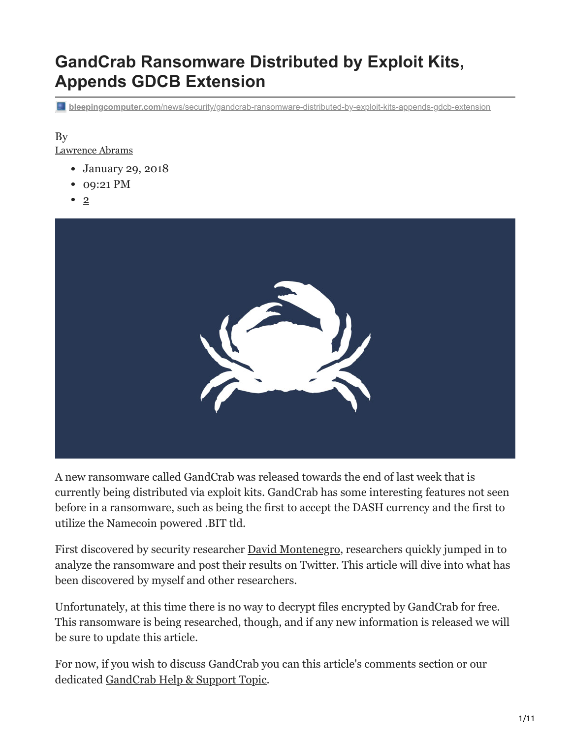# GandCrab Ransomware Distributed by Exploit Kits, Appends GDCB Extension

bleepingcomputer.com/news/security/gandcrab-ransomware-distributed-by-exploit-kits-appends-gdcb-extension

By
Lawrence Abrams

- January 29, 2018
- 09:21 PM
- 2

A new ransomware called GandCrab was released towards the end of last week that is currently being distributed via exploit kits. GandCrab has some interesting features not seen before in a ransomware, such as being the first to accept the DASH currency and the first to utilize the Namecoin powered .BIT tld.

First discovered by security researcher David Montenegro, researchers quickly jumped in to analyze the ransomware and post their results on Twitter. This article will dive into what has been discovered by myself and other researchers.

Unfortunately, at this time there is no way to decrypt files encrypted by GandCrab for free. This ransomware is being researched, though, and if any new information is released we will be sure to update this article.

For now, if you wish to discuss GandCrab you can this article's comments section or our dedicated GandCrab Help & Support Topic.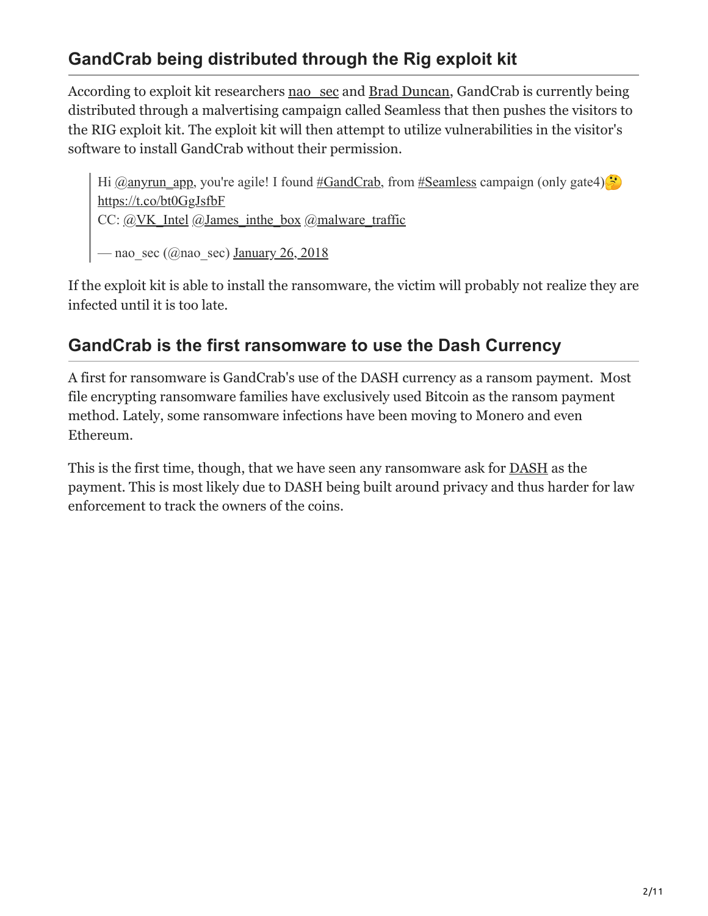## GandCrab being distributed through the Rig exploit kit

According to exploit kit researchers nao_sec and Brad Duncan, GandCrab is currently being distributed through a malvertising campaign called Seamless that then pushes the visitors to the RIG exploit kit. The exploit kit will then attempt to utilize vulnerabilities in the visitor's software to install GandCrab without their permission.

> Hi @anyrun_app, you're agile! I found #GandCrab, from #Seamless campaign (only gate4)🤔
> https://t.co/bt0GgJsfbF
> CC: @VK_Intel @James_inthe_box @malware_traffic
>
> — nao_sec (@nao_sec) January 26, 2018

If the exploit kit is able to install the ransomware, the victim will probably not realize they are infected until it is too late.

## GandCrab is the first ransomware to use the Dash Currency

A first for ransomware is GandCrab's use of the DASH currency as a ransom payment. Most file encrypting ransomware families have exclusively used Bitcoin as the ransom payment method. Lately, some ransomware infections have been moving to Monero and even Ethereum.

This is the first time, though, that we have seen any ransomware ask for DASH as the payment. This is most likely due to DASH being built around privacy and thus harder for law enforcement to track the owners of the coins.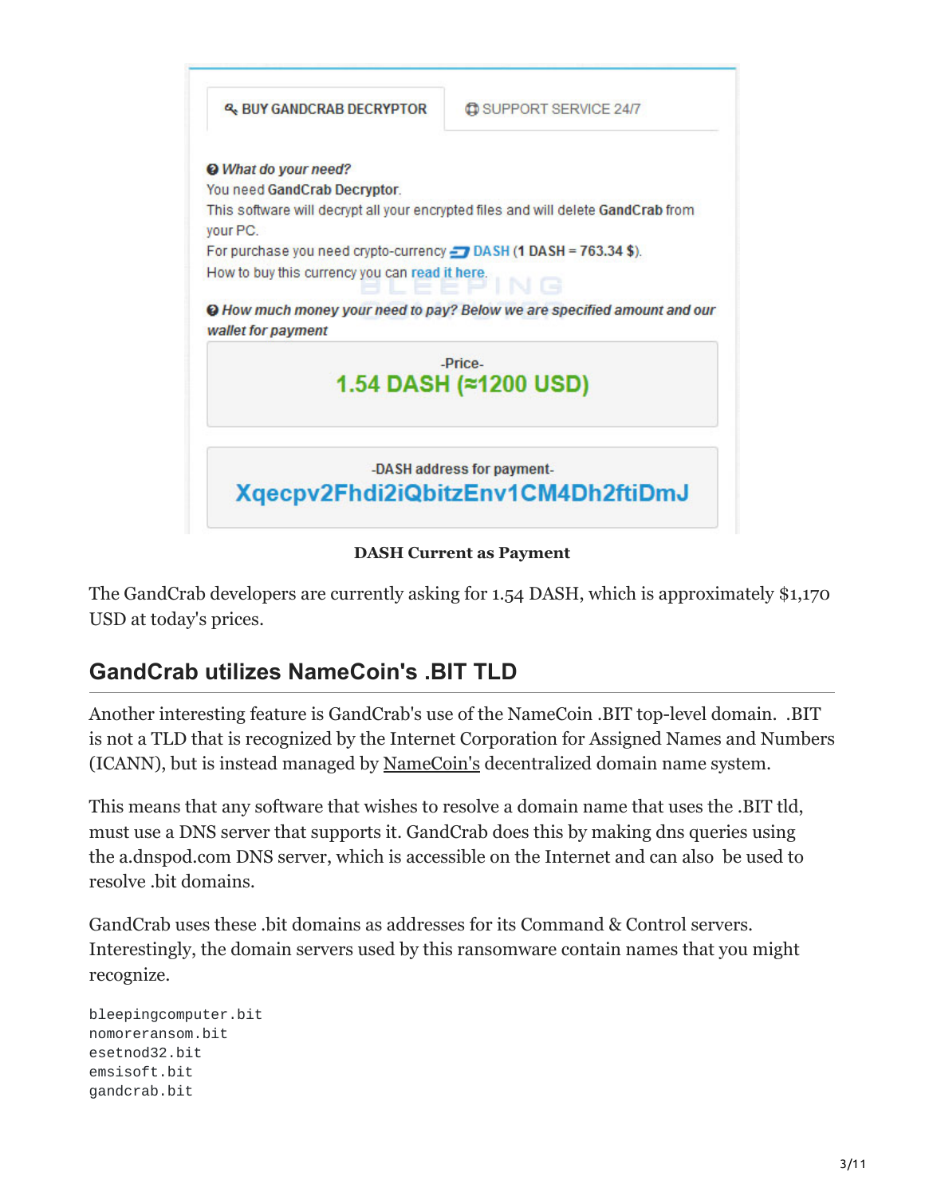**BUY GANDCRAB DECRYPTOR** | SUPPORT SERVICE 24/7

*What do your need?*

You need **GandCrab Decryptor**.

This software will decrypt all your encrypted files and will delete **GandCrab** from your PC.

For purchase you need crypto-currency DASH (**1 DASH = 763.34 $**).

How to buy this currency you can read it here.

*How much money your need to pay? Below we are specified amount and our wallet for payment*

-Price-

**1.54 DASH (≈1200 USD)**

-DASH address for payment-

**Xqecpv2Fhdi2iQbitzEnv1CM4Dh2ftiDmJ**

**DASH Current as Payment**

The GandCrab developers are currently asking for 1.54 DASH, which is approximately $1,170 USD at today's prices.

## GandCrab utilizes NameCoin's .BIT TLD

Another interesting feature is GandCrab's use of the NameCoin .BIT top-level domain. .BIT is not a TLD that is recognized by the Internet Corporation for Assigned Names and Numbers (ICANN), but is instead managed by NameCoin's decentralized domain name system.

This means that any software that wishes to resolve a domain name that uses the .BIT tld, must use a DNS server that supports it. GandCrab does this by making dns queries using the a.dnspod.com DNS server, which is accessible on the Internet and can also be used to resolve .bit domains.

GandCrab uses these .bit domains as addresses for its Command & Control servers. Interestingly, the domain servers used by this ransomware contain names that you might recognize.

```
bleepingcomputer.bit
nomoreransom.bit
esetnod32.bit
emsisoft.bit
gandcrab.bit
```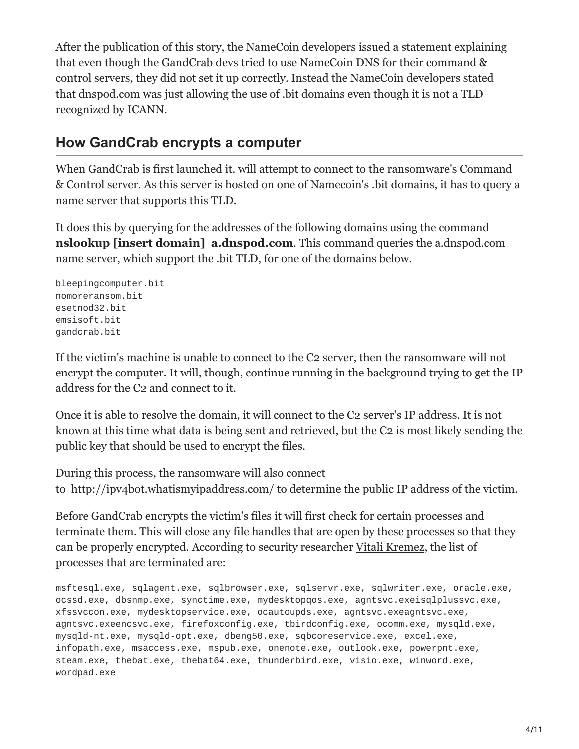After the publication of this story, the NameCoin developers issued a statement explaining that even though the GandCrab devs tried to use NameCoin DNS for their command & control servers, they did not set it up correctly. Instead the NameCoin developers stated that dnspod.com was just allowing the use of .bit domains even though it is not a TLD recognized by ICANN.

## How GandCrab encrypts a computer

When GandCrab is first launched it. will attempt to connect to the ransomware's Command & Control server. As this server is hosted on one of Namecoin's .bit domains, it has to query a name server that supports this TLD.

It does this by querying for the addresses of the following domains using the command **nslookup [insert domain] a.dnspod.com**. This command queries the a.dnspod.com name server, which support the .bit TLD, for one of the domains below.

```
bleepingcomputer.bit
nomoreransom.bit
esetnod32.bit
emsisoft.bit
gandcrab.bit
```

If the victim's machine is unable to connect to the C2 server, then the ransomware will not encrypt the computer. It will, though, continue running in the background trying to get the IP address for the C2 and connect to it.

Once it is able to resolve the domain, it will connect to the C2 server's IP address. It is not known at this time what data is being sent and retrieved, but the C2 is most likely sending the public key that should be used to encrypt the files.

During this process, the ransomware will also connect to http://ipv4bot.whatismyipaddress.com/ to determine the public IP address of the victim.

Before GandCrab encrypts the victim's files it will first check for certain processes and terminate them. This will close any file handles that are open by these processes so that they can be properly encrypted. According to security researcher Vitali Kremez, the list of processes that are terminated are:

```
msftesql.exe, sqlagent.exe, sqlbrowser.exe, sqlservr.exe, sqlwriter.exe, oracle.exe,
ocssd.exe, dbsnmp.exe, synctime.exe, mydesktopqos.exe, agntsvc.exeisqlplussvc.exe,
xfssvccon.exe, mydesktopservice.exe, ocautoupds.exe, agntsvc.exeagntsvc.exe,
agntsvc.exeencsvc.exe, firefoxconfig.exe, tbirdconfig.exe, ocomm.exe, mysqld.exe,
mysqld-nt.exe, mysqld-opt.exe, dbeng50.exe, sqbcoreservice.exe, excel.exe,
infopath.exe, msaccess.exe, mspub.exe, onenote.exe, outlook.exe, powerpnt.exe,
steam.exe, thebat.exe, thebat64.exe, thunderbird.exe, visio.exe, winword.exe,
wordpad.exe
```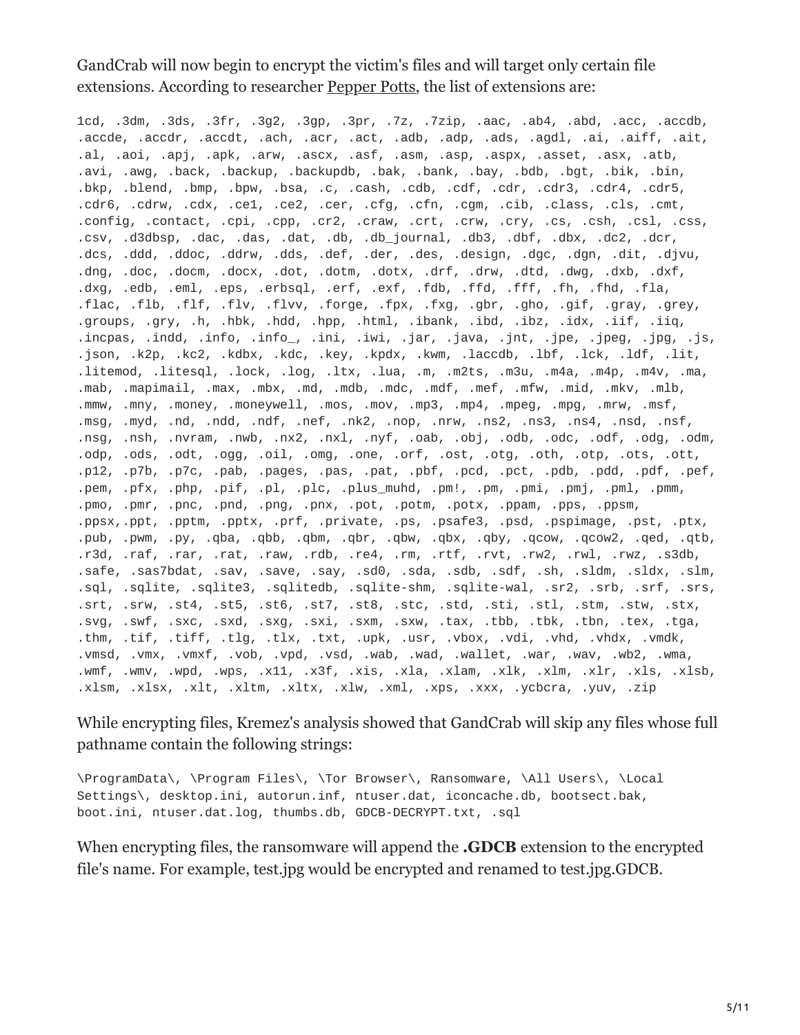GandCrab will now begin to encrypt the victim's files and will target only certain file extensions. According to researcher Pepper Potts, the list of extensions are:

```
1cd, .3dm, .3ds, .3fr, .3g2, .3gp, .3pr, .7z, .7zip, .aac, .ab4, .abd, .acc, .accdb,
.accde, .accdr, .accdt, .ach, .acr, .act, .adb, .adp, .ads, .agdl, .ai, .aiff, .ait,
.al, .aoi, .apj, .apk, .arw, .ascx, .asf, .asm, .asp, .aspx, .asset, .asx, .atb,
.avi, .awg, .back, .backup, .backupdb, .bak, .bank, .bay, .bdb, .bgt, .bik, .bin,
.bkp, .blend, .bmp, .bpw, .bsa, .c, .cash, .cdb, .cdf, .cdr, .cdr3, .cdr4, .cdr5,
.cdr6, .cdrw, .cdx, .ce1, .ce2, .cer, .cfg, .cfn, .cgm, .cib, .class, .cls, .cmt,
.config, .contact, .cpi, .cpp, .cr2, .craw, .crt, .crw, .cry, .cs, .csh, .csl, .css,
.csv, .d3dbsp, .dac, .das, .dat, .db, .db_journal, .db3, .dbf, .dbx, .dc2, .dcr,
.dcs, .ddd, .ddoc, .ddrw, .dds, .def, .der, .des, .design, .dgc, .dgn, .dit, .djvu,
.dng, .doc, .docm, .docx, .dot, .dotm, .dotx, .drf, .drw, .dtd, .dwg, .dxb, .dxf,
.dxg, .edb, .eml, .eps, .erbsql, .erf, .exf, .fdb, .ffd, .fff, .fh, .fhd, .fla,
.flac, .flb, .flf, .flv, .flvv, .forge, .fpx, .fxg, .gbr, .gho, .gif, .gray, .grey,
.groups, .gry, .h, .hbk, .hdd, .hpp, .html, .ibank, .ibd, .ibz, .idx, .iif, .iiq,
.incpas, .indd, .info, .info_, .ini, .iwi, .jar, .java, .jnt, .jpe, .jpeg, .jpg, .js,
.json, .k2p, .kc2, .kdbx, .kdc, .key, .kpdx, .kwm, .laccdb, .lbf, .lck, .ldf, .lit,
.litemod, .litesql, .lock, .log, .ltx, .lua, .m, .m2ts, .m3u, .m4a, .m4p, .m4v, .ma,
.mab, .mapimail, .max, .mbx, .md, .mdb, .mdc, .mdf, .mef, .mfw, .mid, .mkv, .mlb,
.mmw, .mny, .money, .moneywell, .mos, .mov, .mp3, .mp4, .mpeg, .mpg, .mrw, .msf,
.msg, .myd, .nd, .ndd, .ndf, .nef, .nk2, .nop, .nrw, .ns2, .ns3, .ns4, .nsd, .nsf,
.nsg, .nsh, .nvram, .nwb, .nx2, .nxl, .nyf, .oab, .obj, .odb, .odc, .odf, .odg, .odm,
.odp, .ods, .odt, .ogg, .oil, .omg, .one, .orf, .ost, .otg, .oth, .otp, .ots, .ott,
.p12, .p7b, .p7c, .pab, .pages, .pas, .pat, .pbf, .pcd, .pct, .pdb, .pdd, .pdf, .pef,
.pem, .pfx, .php, .pif, .pl, .plc, .plus_muhd, .pm!, .pm, .pmi, .pmj, .pml, .pmm,
.pmo, .pmr, .pnc, .pnd, .png, .pnx, .pot, .potm, .potx, .ppam, .pps, .ppsm,
.ppsx,.ppt, .pptm, .pptx, .prf, .private, .ps, .psafe3, .psd, .pspimage, .pst, .ptx,
.pub, .pwm, .py, .qba, .qbb, .qbm, .qbr, .qbw, .qbx, .qby, .qcow, .qcow2, .qed, .qtb,
.r3d, .raf, .rar, .rat, .raw, .rdb, .re4, .rm, .rtf, .rvt, .rw2, .rwl, .rwz, .s3db,
.safe, .sas7bdat, .sav, .save, .say, .sd0, .sda, .sdb, .sdf, .sh, .sldm, .sldx, .slm,
.sql, .sqlite, .sqlite3, .sqlitedb, .sqlite-shm, .sqlite-wal, .sr2, .srb, .srf, .srs,
.srt, .srw, .st4, .st5, .st6, .st7, .st8, .stc, .std, .sti, .stl, .stm, .stw, .stx,
.svg, .swf, .sxc, .sxd, .sxg, .sxi, .sxm, .sxw, .tax, .tbb, .tbk, .tbn, .tex, .tga,
.thm, .tif, .tiff, .tlg, .tlx, .txt, .upk, .usr, .vbox, .vdi, .vhd, .vhdx, .vmdk,
.vmsd, .vmx, .vmxf, .vob, .vpd, .vsd, .wab, .wad, .wallet, .war, .wav, .wb2, .wma,
.wmf, .wmv, .wpd, .wps, .x11, .x3f, .xis, .xla, .xlam, .xlk, .xlm, .xlr, .xls, .xlsb,
.xlsm, .xlsx, .xlt, .xltm, .xltx, .xlw, .xml, .xps, .xxx, .ycbcra, .yuv, .zip
```

While encrypting files, Kremez's analysis showed that GandCrab will skip any files whose full pathname contain the following strings:

```
\ProgramData\, \Program Files\, \Tor Browser\, Ransomware, \All Users\, \Local
Settings\, desktop.ini, autorun.inf, ntuser.dat, iconcache.db, bootsect.bak,
boot.ini, ntuser.dat.log, thumbs.db, GDCB-DECRYPT.txt, .sql
```

When encrypting files, the ransomware will append the **.GDCB** extension to the encrypted file's name. For example, test.jpg would be encrypted and renamed to test.jpg.GDCB.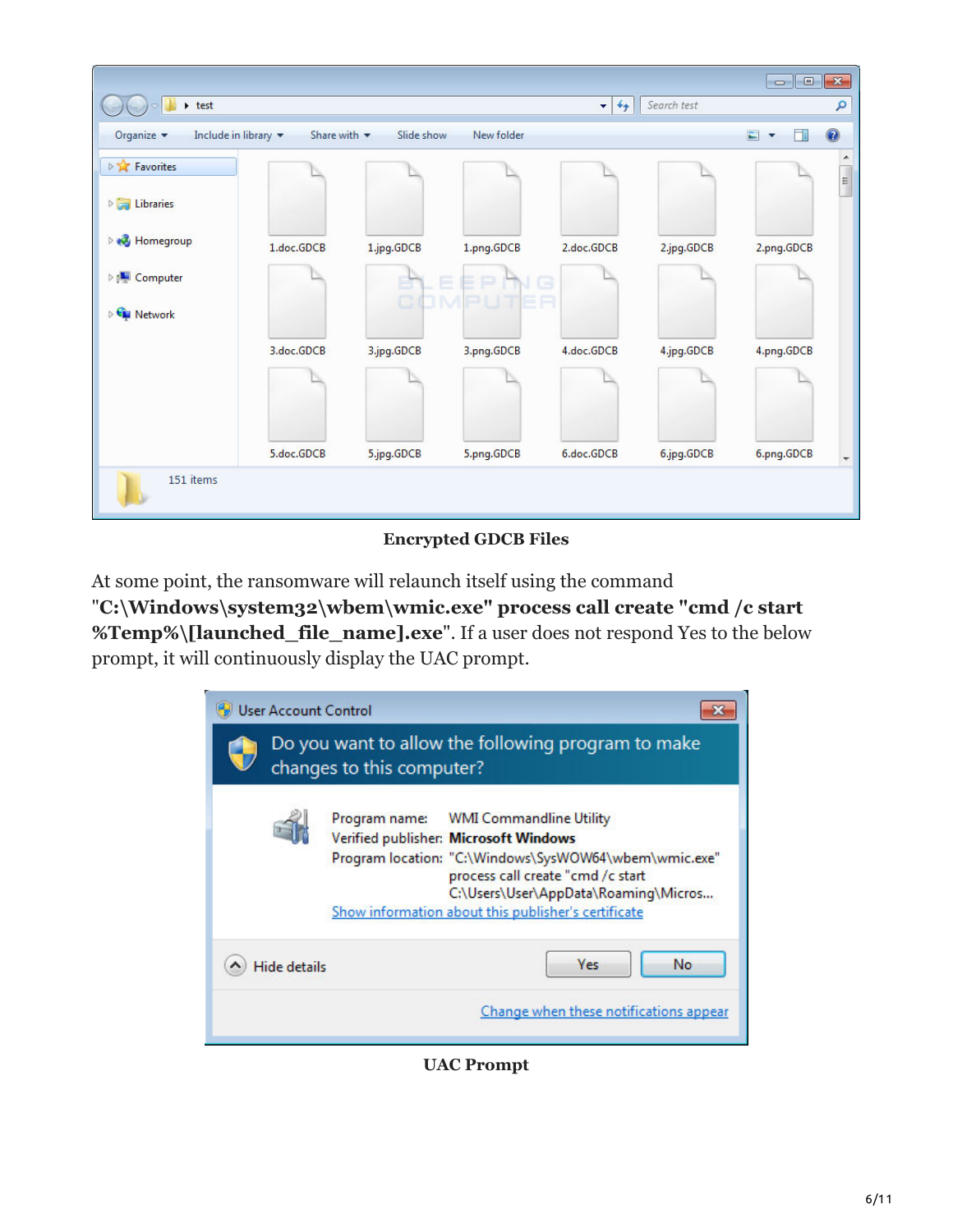**Encrypted GDCB Files**

At some point, the ransomware will relaunch itself using the command **"C:\Windows\system32\wbem\wmic.exe" process call create "cmd /c start %Temp%\[launched_file_name].exe"**. If a user does not respond Yes to the below prompt, it will continuously display the UAC prompt.

**UAC Prompt**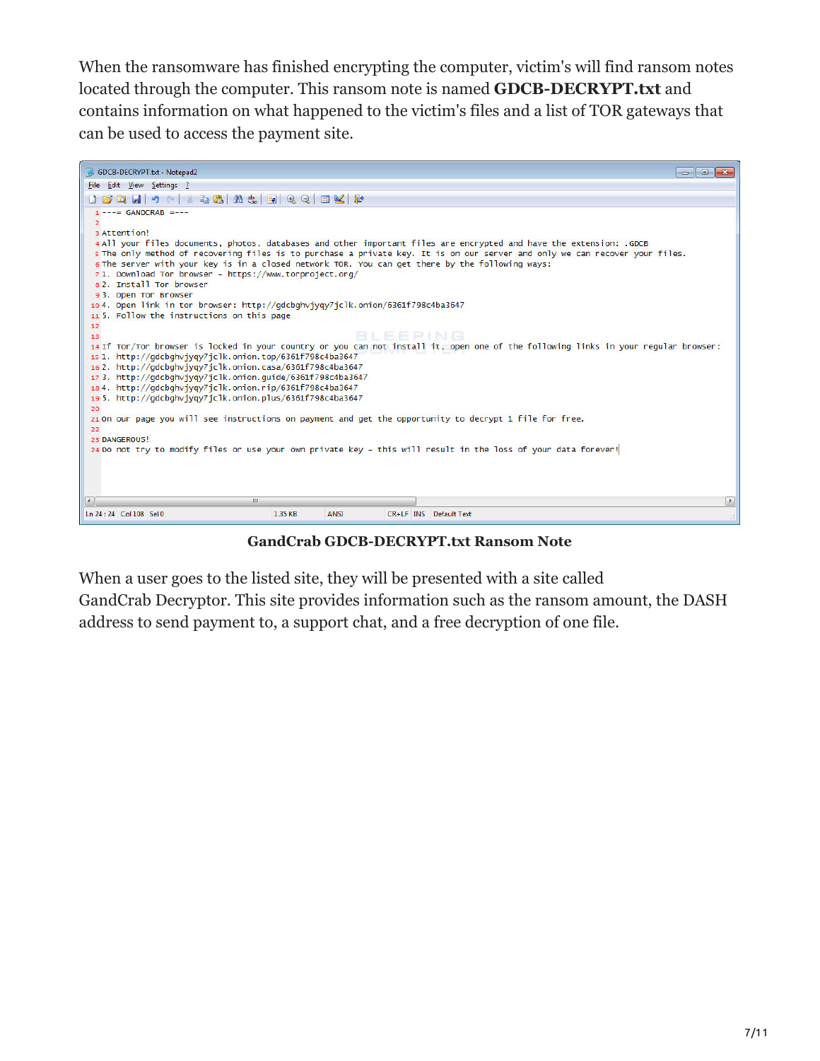When the ransomware has finished encrypting the computer, victim's will find ransom notes located through the computer. This ransom note is named **GDCB-DECRYPT.txt** and contains information on what happened to the victim's files and a list of TOR gateways that can be used to access the payment site.

```
---= GANDCRAB =---

Attention!
All your files documents, photos, databases and other important files are encrypted and have the extension: .GDCB
The only method of recovering files is to purchase a private key. It is on our server and only we can recover your files.
The server with your key is in a closed network TOR. You can get there by the following ways:
1. Download Tor browser - https://www.torproject.org/
2. Install Tor browser
3. Open Tor Browser
4. Open link in tor browser: http://gdcbghvjyqy7jclk.onion/6361f798c4ba3647
5. Follow the instructions on this page


If Tor/Tor browser is locked in your country or you can not install it, open one of the following links in your regular browser:
1. http://gdcbghvjyqy7jclk.onion.top/6361f798c4ba3647
2. http://gdcbghvjyqy7jclk.onion.casa/6361f798c4ba3647
3. http://gdcbghvjyqy7jclk.onion.guide/6361f798c4ba3647
4. http://gdcbghvjyqy7jclk.onion.rip/6361f798c4ba3647
5. http://gdcbghvjyqy7jclk.onion.plus/6361f798c4ba3647

On our page you will see instructions on payment and get the opportunity to decrypt 1 file for free.

DANGEROUS!
Do not try to modify files or use your own private key - this will result in the loss of your data forever!
```

**GandCrab GDCB-DECRYPT.txt Ransom Note**

When a user goes to the listed site, they will be presented with a site called GandCrab Decryptor. This site provides information such as the ransom amount, the DASH address to send payment to, a support chat, and a free decryption of one file.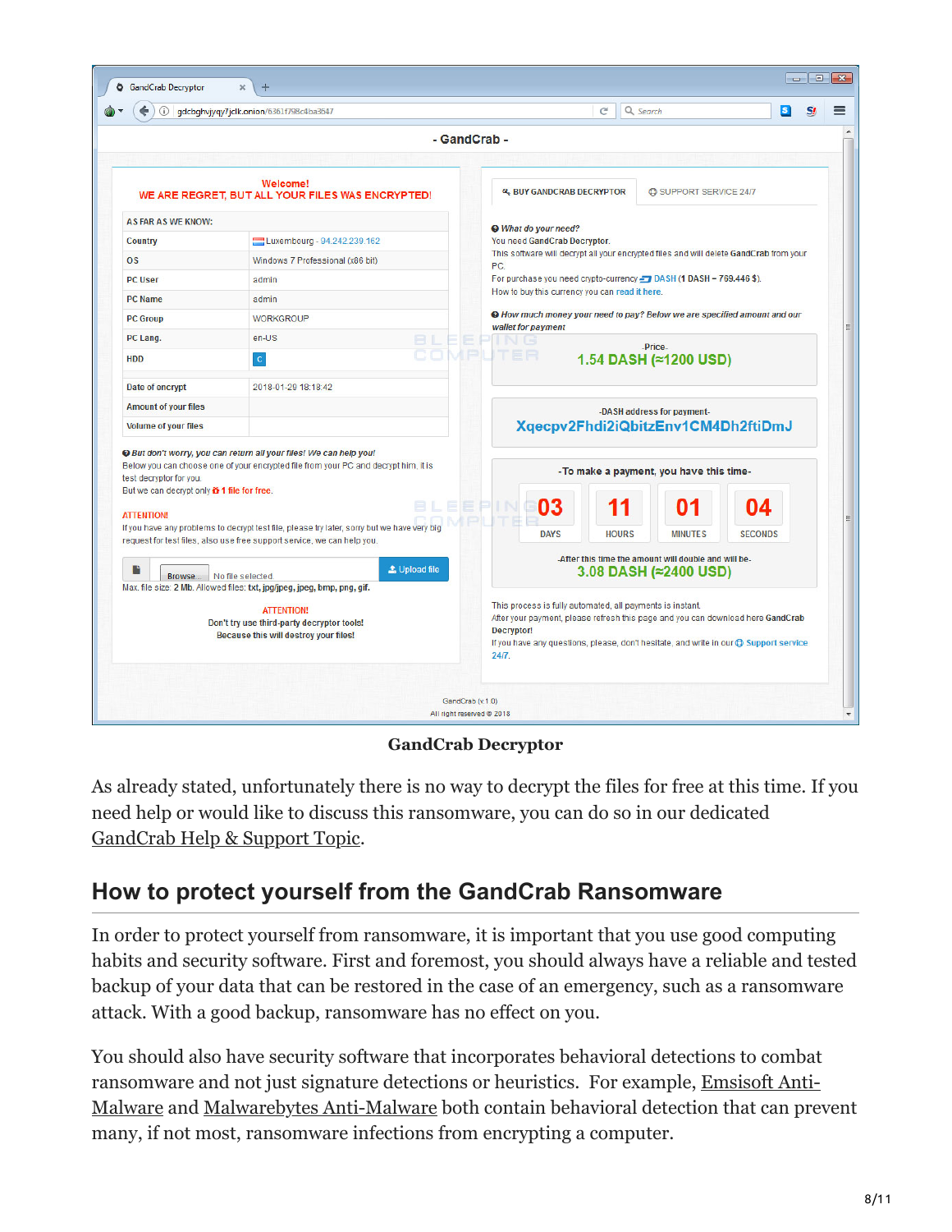GandCrab Decryptor

As already stated, unfortunately there is no way to decrypt the files for free at this time. If you need help or would like to discuss this ransomware, you can do so in our dedicated GandCrab Help & Support Topic.

## How to protect yourself from the GandCrab Ransomware

In order to protect yourself from ransomware, it is important that you use good computing habits and security software. First and foremost, you should always have a reliable and tested backup of your data that can be restored in the case of an emergency, such as a ransomware attack. With a good backup, ransomware has no effect on you.

You should also have security software that incorporates behavioral detections to combat ransomware and not just signature detections or heuristics. For example, Emsisoft Anti-Malware and Malwarebytes Anti-Malware both contain behavioral detection that can prevent many, if not most, ransomware infections from encrypting a computer.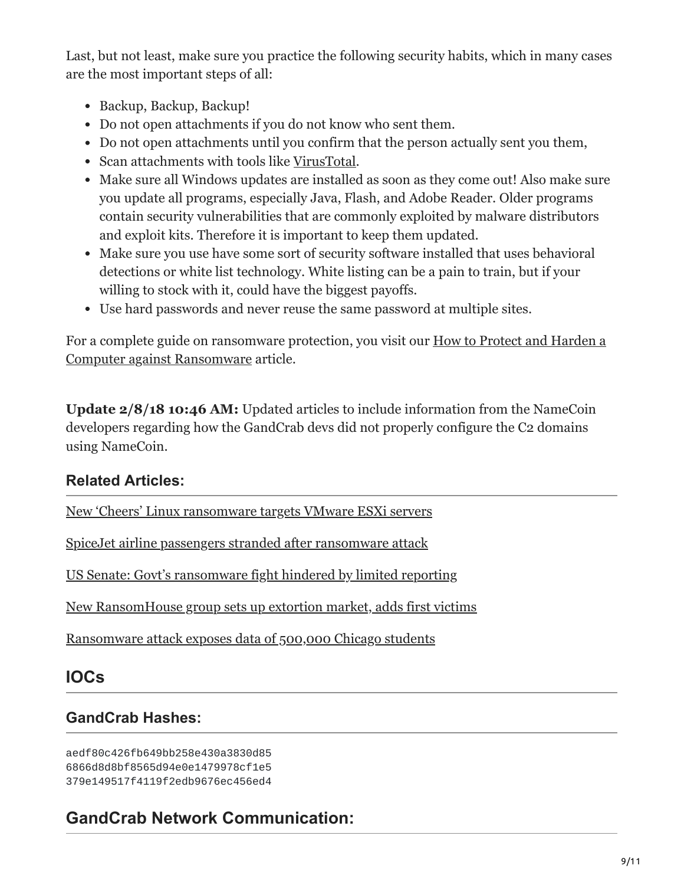Last, but not least, make sure you practice the following security habits, which in many cases are the most important steps of all:

- Backup, Backup, Backup!
- Do not open attachments if you do not know who sent them.
- Do not open attachments until you confirm that the person actually sent you them,
- Scan attachments with tools like VirusTotal.
- Make sure all Windows updates are installed as soon as they come out! Also make sure you update all programs, especially Java, Flash, and Adobe Reader. Older programs contain security vulnerabilities that are commonly exploited by malware distributors and exploit kits. Therefore it is important to keep them updated.
- Make sure you use have some sort of security software installed that uses behavioral detections or white list technology. White listing can be a pain to train, but if your willing to stock with it, could have the biggest payoffs.
- Use hard passwords and never reuse the same password at multiple sites.

For a complete guide on ransomware protection, you visit our How to Protect and Harden a Computer against Ransomware article.

**Update 2/8/18 10:46 AM:** Updated articles to include information from the NameCoin developers regarding how the GandCrab devs did not properly configure the C2 domains using NameCoin.

### Related Articles:

New 'Cheers' Linux ransomware targets VMware ESXi servers

SpiceJet airline passengers stranded after ransomware attack

US Senate: Govt's ransomware fight hindered by limited reporting

New RansomHouse group sets up extortion market, adds first victims

Ransomware attack exposes data of 500,000 Chicago students

## IOCs

### GandCrab Hashes:

```
aedf80c426fb649bb258e430a3830d85
6866d8d8bf8565d94e0e1479978cf1e5
379e149517f4119f2edb9676ec456ed4
```

## GandCrab Network Communication: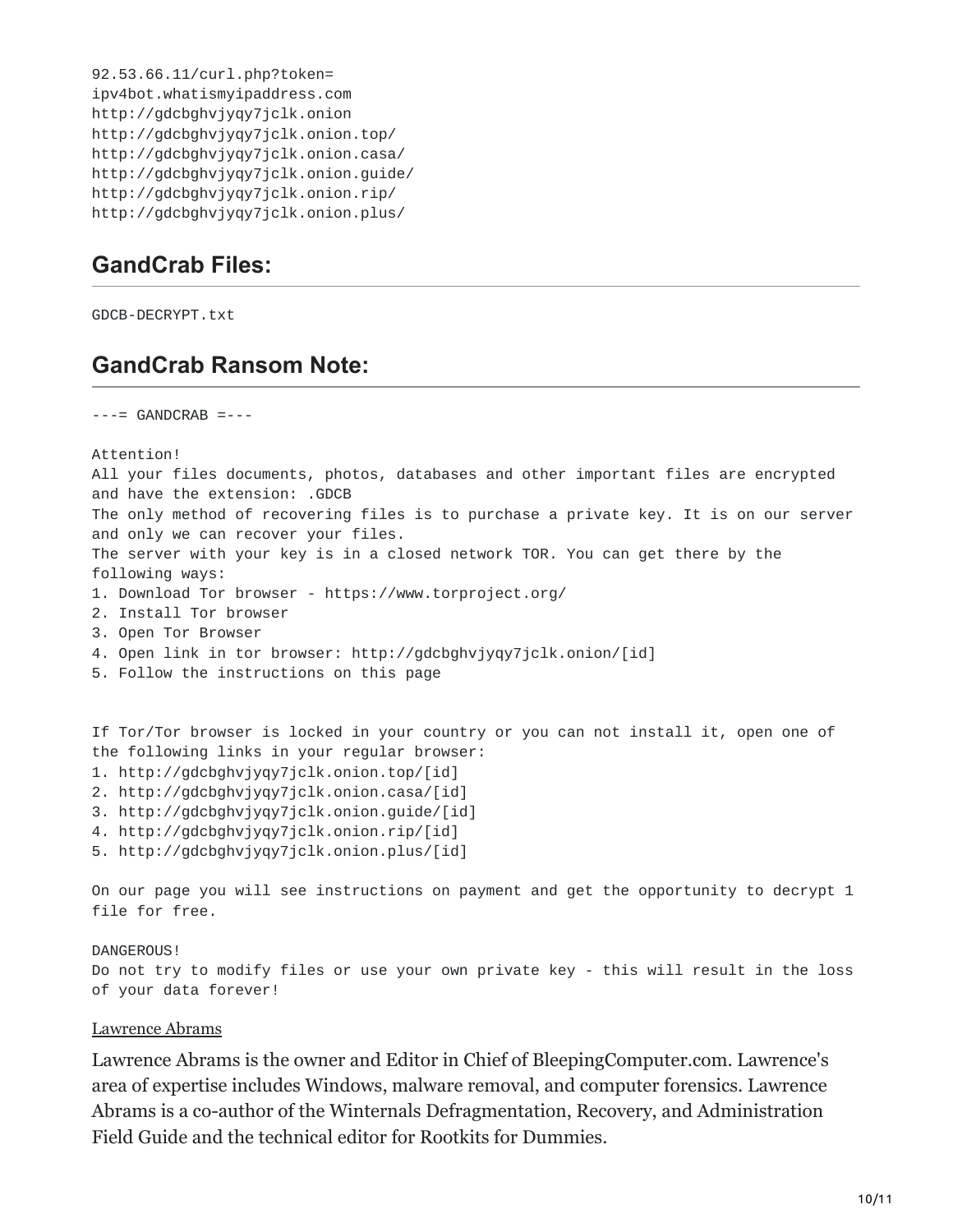```
92.53.66.11/curl.php?token=
ipv4bot.whatismyipaddress.com
http://gdcbghvjyqy7jclk.onion
http://gdcbghvjyqy7jclk.onion.top/
http://gdcbghvjyqy7jclk.onion.casa/
http://gdcbghvjyqy7jclk.onion.guide/
http://gdcbghvjyqy7jclk.onion.rip/
http://gdcbghvjyqy7jclk.onion.plus/
```

## GandCrab Files:

```
GDCB-DECRYPT.txt
```

## GandCrab Ransom Note:

```
---= GANDCRAB =---

Attention!
All your files documents, photos, databases and other important files are encrypted
and have the extension: .GDCB
The only method of recovering files is to purchase a private key. It is on our server
and only we can recover your files.
The server with your key is in a closed network TOR. You can get there by the
following ways:
1. Download Tor browser - https://www.torproject.org/
2. Install Tor browser
3. Open Tor Browser
4. Open link in tor browser: http://gdcbghvjyqy7jclk.onion/[id]
5. Follow the instructions on this page


If Tor/Tor browser is locked in your country or you can not install it, open one of
the following links in your regular browser:
1. http://gdcbghvjyqy7jclk.onion.top/[id]
2. http://gdcbghvjyqy7jclk.onion.casa/[id]
3. http://gdcbghvjyqy7jclk.onion.guide/[id]
4. http://gdcbghvjyqy7jclk.onion.rip/[id]
5. http://gdcbghvjyqy7jclk.onion.plus/[id]

On our page you will see instructions on payment and get the opportunity to decrypt 1
file for free.

DANGEROUS!
Do not try to modify files or use your own private key - this will result in the loss
of your data forever!
```

Lawrence Abrams

Lawrence Abrams is the owner and Editor in Chief of BleepingComputer.com. Lawrence's area of expertise includes Windows, malware removal, and computer forensics. Lawrence Abrams is a co-author of the Winternals Defragmentation, Recovery, and Administration Field Guide and the technical editor for Rootkits for Dummies.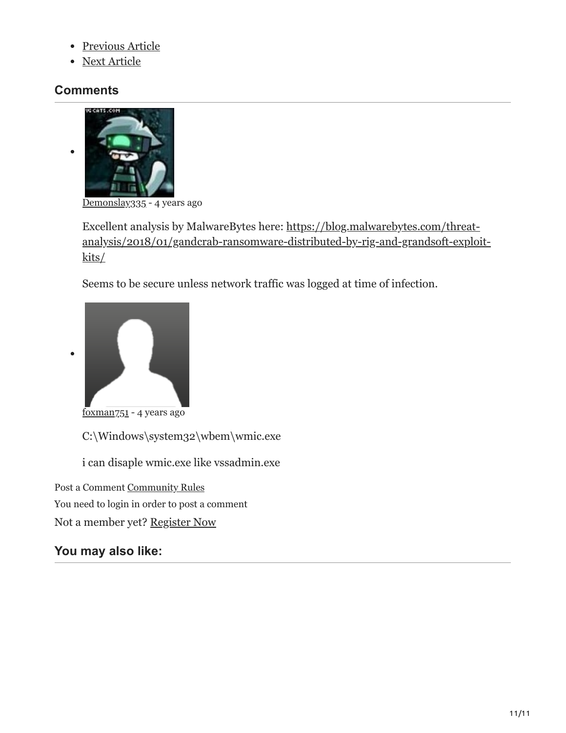- Previous Article
- Next Article

## Comments

- Demonslay335 - 4 years ago

  Excellent analysis by MalwareBytes here: https://blog.malwarebytes.com/threat-analysis/2018/01/gandcrab-ransomware-distributed-by-rig-and-grandsoft-exploit-kits/

  Seems to be secure unless network traffic was logged at time of infection.

- foxman751 - 4 years ago

  C:\Windows\system32\wbem\wmic.exe

  i can disaple wmic.exe like vssadmin.exe

Post a Comment Community Rules

You need to login in order to post a comment

Not a member yet? Register Now

## You may also like: